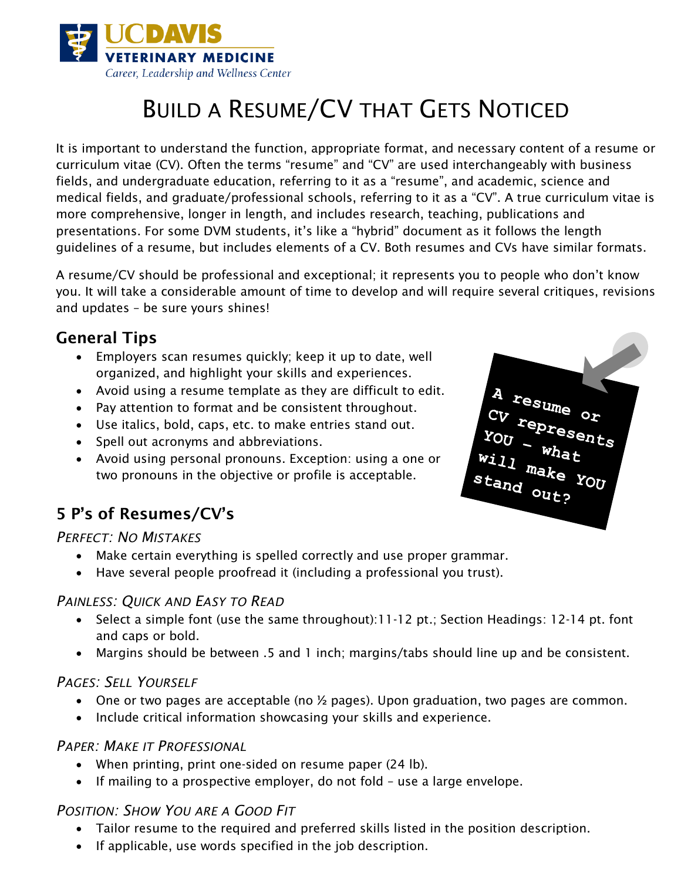UCDAVIS VETERINARY MEDICINE
Career, Leadership and Wellness Center

# BUILD A RESUME/CV THAT GETS NOTICED

It is important to understand the function, appropriate format, and necessary content of a resume or curriculum vitae (CV). Often the terms "resume" and "CV" are used interchangeably with business fields, and undergraduate education, referring to it as a "resume", and academic, science and medical fields, and graduate/professional schools, referring to it as a "CV". A true curriculum vitae is more comprehensive, longer in length, and includes research, teaching, publications and presentations. For some DVM students, it's like a "hybrid" document as it follows the length guidelines of a resume, but includes elements of a CV. Both resumes and CVs have similar formats.

A resume/CV should be professional and exceptional; it represents you to people who don't know you. It will take a considerable amount of time to develop and will require several critiques, revisions and updates – be sure yours shines!

## General Tips

- Employers scan resumes quickly; keep it up to date, well organized, and highlight your skills and experiences.
- Avoid using a resume template as they are difficult to edit.
- Pay attention to format and be consistent throughout.
- Use italics, bold, caps, etc. to make entries stand out.
- Spell out acronyms and abbreviations.
- Avoid using personal pronouns. Exception: using a one or two pronouns in the objective or profile is acceptable.

A resume or CV represents YOU – what will make YOU stand out?

## 5 P's of Resumes/CV's

### *PERFECT: NO MISTAKES*

- Make certain everything is spelled correctly and use proper grammar.
- Have several people proofread it (including a professional you trust).

### *PAINLESS: QUICK AND EASY TO READ*

- Select a simple font (use the same throughout):11-12 pt.; Section Headings: 12-14 pt. font and caps or bold.
- Margins should be between .5 and 1 inch; margins/tabs should line up and be consistent.

### *PAGES: SELL YOURSELF*

- One or two pages are acceptable (no ½ pages). Upon graduation, two pages are common.
- Include critical information showcasing your skills and experience.

### *PAPER: MAKE IT PROFESSIONAL*

- When printing, print one-sided on resume paper (24 lb).
- If mailing to a prospective employer, do not fold – use a large envelope.

### *POSITION: SHOW YOU ARE A GOOD FIT*

- Tailor resume to the required and preferred skills listed in the position description.
- If applicable, use words specified in the job description.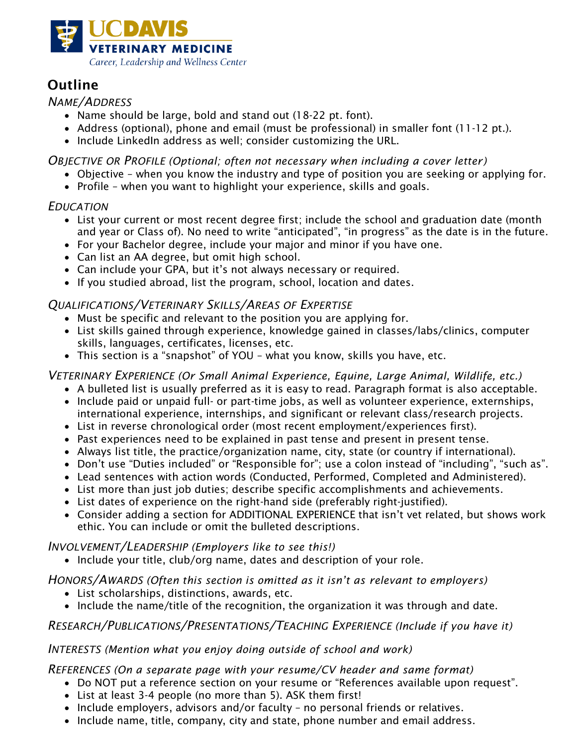UCDAVIS
VETERINARY MEDICINE
Career, Leadership and Wellness Center

## Outline

*NAME/ADDRESS*

- Name should be large, bold and stand out (18-22 pt. font).
- Address (optional), phone and email (must be professional) in smaller font (11-12 pt.).
- Include LinkedIn address as well; consider customizing the URL.

*OBJECTIVE OR PROFILE (Optional; often not necessary when including a cover letter)*

- Objective – when you know the industry and type of position you are seeking or applying for.
- Profile – when you want to highlight your experience, skills and goals.

*EDUCATION*

- List your current or most recent degree first; include the school and graduation date (month and year or Class of). No need to write "anticipated", "in progress" as the date is in the future.
- For your Bachelor degree, include your major and minor if you have one.
- Can list an AA degree, but omit high school.
- Can include your GPA, but it's not always necessary or required.
- If you studied abroad, list the program, school, location and dates.

*QUALIFICATIONS/VETERINARY SKILLS/AREAS OF EXPERTISE*

- Must be specific and relevant to the position you are applying for.
- List skills gained through experience, knowledge gained in classes/labs/clinics, computer skills, languages, certificates, licenses, etc.
- This section is a "snapshot" of YOU – what you know, skills you have, etc.

*VETERINARY EXPERIENCE (Or Small Animal Experience, Equine, Large Animal, Wildlife, etc.)*

- A bulleted list is usually preferred as it is easy to read. Paragraph format is also acceptable.
- Include paid or unpaid full- or part-time jobs, as well as volunteer experience, externships, international experience, internships, and significant or relevant class/research projects.
- List in reverse chronological order (most recent employment/experiences first).
- Past experiences need to be explained in past tense and present in present tense.
- Always list title, the practice/organization name, city, state (or country if international).
- Don't use "Duties included" or "Responsible for"; use a colon instead of "including", "such as".
- Lead sentences with action words (Conducted, Performed, Completed and Administered).
- List more than just job duties; describe specific accomplishments and achievements.
- List dates of experience on the right-hand side (preferably right-justified).
- Consider adding a section for ADDITIONAL EXPERIENCE that isn't vet related, but shows work ethic. You can include or omit the bulleted descriptions.

*INVOLVEMENT/LEADERSHIP (Employers like to see this!)*

- Include your title, club/org name, dates and description of your role.

*HONORS/AWARDS (Often this section is omitted as it isn't as relevant to employers)*

- List scholarships, distinctions, awards, etc.
- Include the name/title of the recognition, the organization it was through and date.

*RESEARCH/PUBLICATIONS/PRESENTATIONS/TEACHING EXPERIENCE (Include if you have it)*

*INTERESTS (Mention what you enjoy doing outside of school and work)*

*REFERENCES (On a separate page with your resume/CV header and same format)*

- Do NOT put a reference section on your resume or "References available upon request".
- List at least 3-4 people (no more than 5). ASK them first!
- Include employers, advisors and/or faculty – no personal friends or relatives.
- Include name, title, company, city and state, phone number and email address.